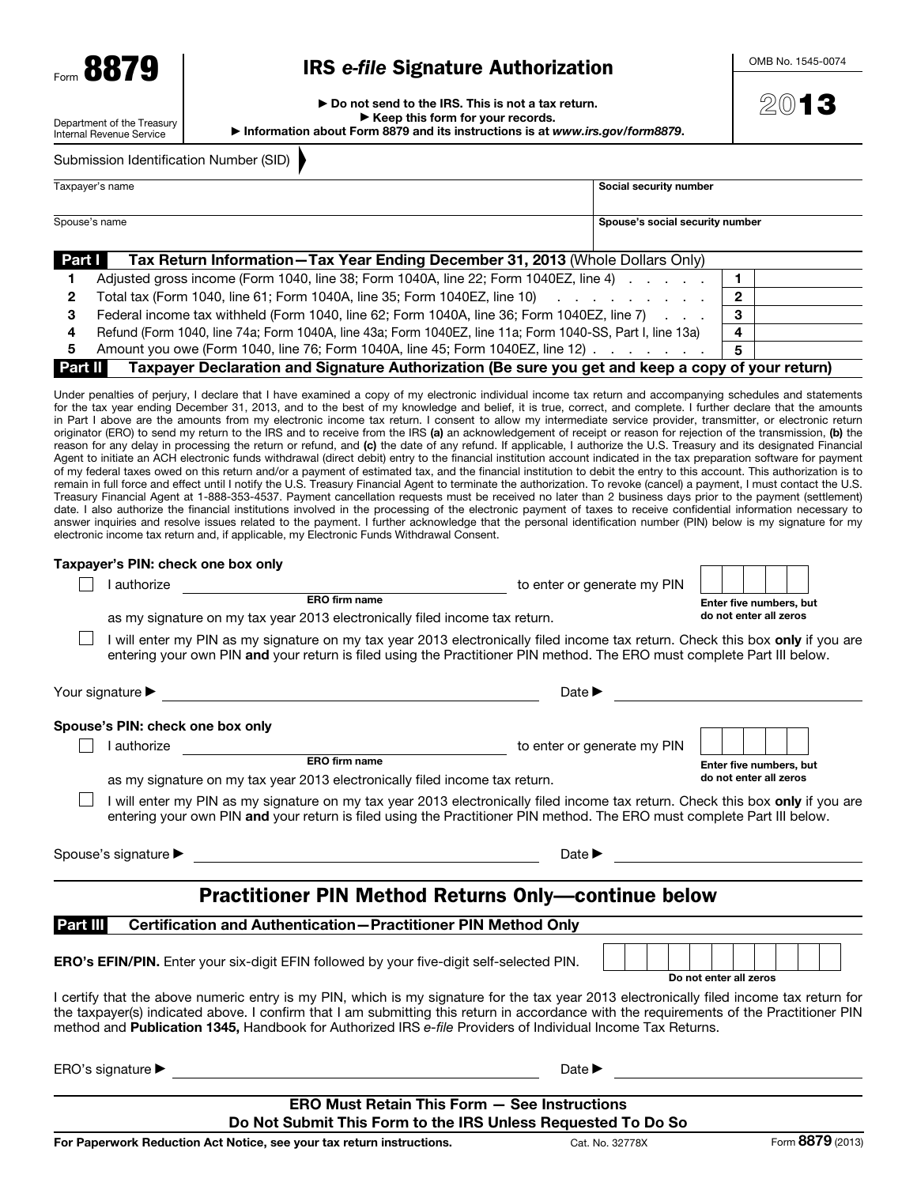Form **8879**

Department of the Treasury
Internal Revenue Service

# IRS *e-file* Signature Authorization

▶ Do not send to the IRS. This is not a tax return.
▶ Keep this form for your records.
▶ Information about Form 8879 and its instructions is at *www.irs.gov/form8879*.

OMB No. 1545-0074

**2013**

Submission Identification Number (SID) ▶

| Taxpayer's name | **Social security number** |
|---|---|
| Spouse's name | **Spouse's social security number** |

**Part I** **Tax Return Information—Tax Year Ending December 31, 2013** (Whole Dollars Only)

| | | | |
|---|---|---|---|
| **1** | Adjusted gross income (Form 1040, line 38; Form 1040A, line 22; Form 1040EZ, line 4) | **1** | |
| **2** | Total tax (Form 1040, line 61; Form 1040A, line 35; Form 1040EZ, line 10) | **2** | |
| **3** | Federal income tax withheld (Form 1040, line 62; Form 1040A, line 36; Form 1040EZ, line 7) | **3** | |
| **4** | Refund (Form 1040, line 74a; Form 1040A, line 43a; Form 1040EZ, line 11a; Form 1040-SS, Part I, line 13a) | **4** | |
| **5** | Amount you owe (Form 1040, line 76; Form 1040A, line 45; Form 1040EZ, line 12) | **5** | |

**Part II** **Taxpayer Declaration and Signature Authorization (Be sure you get and keep a copy of your return)**

Under penalties of perjury, I declare that I have examined a copy of my electronic individual income tax return and accompanying schedules and statements for the tax year ending December 31, 2013, and to the best of my knowledge and belief, it is true, correct, and complete. I further declare that the amounts in Part I above are the amounts from my electronic income tax return. I consent to allow my intermediate service provider, transmitter, or electronic return originator (ERO) to send my return to the IRS and to receive from the IRS **(a)** an acknowledgement of receipt or reason for rejection of the transmission, **(b)** the reason for any delay in processing the return or refund, and **(c)** the date of any refund. If applicable, I authorize the U.S. Treasury and its designated Financial Agent to initiate an ACH electronic funds withdrawal (direct debit) entry to the financial institution account indicated in the tax preparation software for payment of my federal taxes owed on this return and/or a payment of estimated tax, and the financial institution to debit the entry to this account. This authorization is to remain in full force and effect until I notify the U.S. Treasury Financial Agent to terminate the authorization. To revoke (cancel) a payment, I must contact the U.S. Treasury Financial Agent at 1-888-353-4537. Payment cancellation requests must be received no later than 2 business days prior to the payment (settlement) date. I also authorize the financial institutions involved in the processing of the electronic payment of taxes to receive confidential information necessary to answer inquiries and resolve issues related to the payment. I further acknowledge that the personal identification number (PIN) below is my signature for my electronic income tax return and, if applicable, my Electronic Funds Withdrawal Consent.

**Taxpayer's PIN: check one box only**

☐ I authorize ______________________ (ERO firm name) to enter or generate my PIN ☐☐☐☐☐ (Enter five numbers, but do not enter all zeros) as my signature on my tax year 2013 electronically filed income tax return.

☐ I will enter my PIN as my signature on my tax year 2013 electronically filed income tax return. Check this box **only** if you are entering your own PIN **and** your return is filed using the Practitioner PIN method. The ERO must complete Part III below.

Your signature ▶ ______________________ Date ▶ ______________

**Spouse's PIN: check one box only**

☐ I authorize ______________________ (ERO firm name) to enter or generate my PIN ☐☐☐☐☐ (Enter five numbers, but do not enter all zeros) as my signature on my tax year 2013 electronically filed income tax return.

☐ I will enter my PIN as my signature on my tax year 2013 electronically filed income tax return. Check this box **only** if you are entering your own PIN **and** your return is filed using the Practitioner PIN method. The ERO must complete Part III below.

Spouse's signature ▶ ______________________ Date ▶ ______________

## Practitioner PIN Method Returns Only—continue below

**Part III** **Certification and Authentication—Practitioner PIN Method Only**

**ERO's EFIN/PIN.** Enter your six-digit EFIN followed by your five-digit self-selected PIN. ☐☐☐☐☐☐☐☐☐☐☐ (Do not enter all zeros)

I certify that the above numeric entry is my PIN, which is my signature for the tax year 2013 electronically filed income tax return for the taxpayer(s) indicated above. I confirm that I am submitting this return in accordance with the requirements of the Practitioner PIN method and **Publication 1345,** Handbook for Authorized IRS *e-file* Providers of Individual Income Tax Returns.

ERO's signature ▶ ______________________ Date ▶ ______________

**ERO Must Retain This Form — See Instructions**
**Do Not Submit This Form to the IRS Unless Requested To Do So**

**For Paperwork Reduction Act Notice, see your tax return instructions.** Cat. No. 32778X Form **8879** (2013)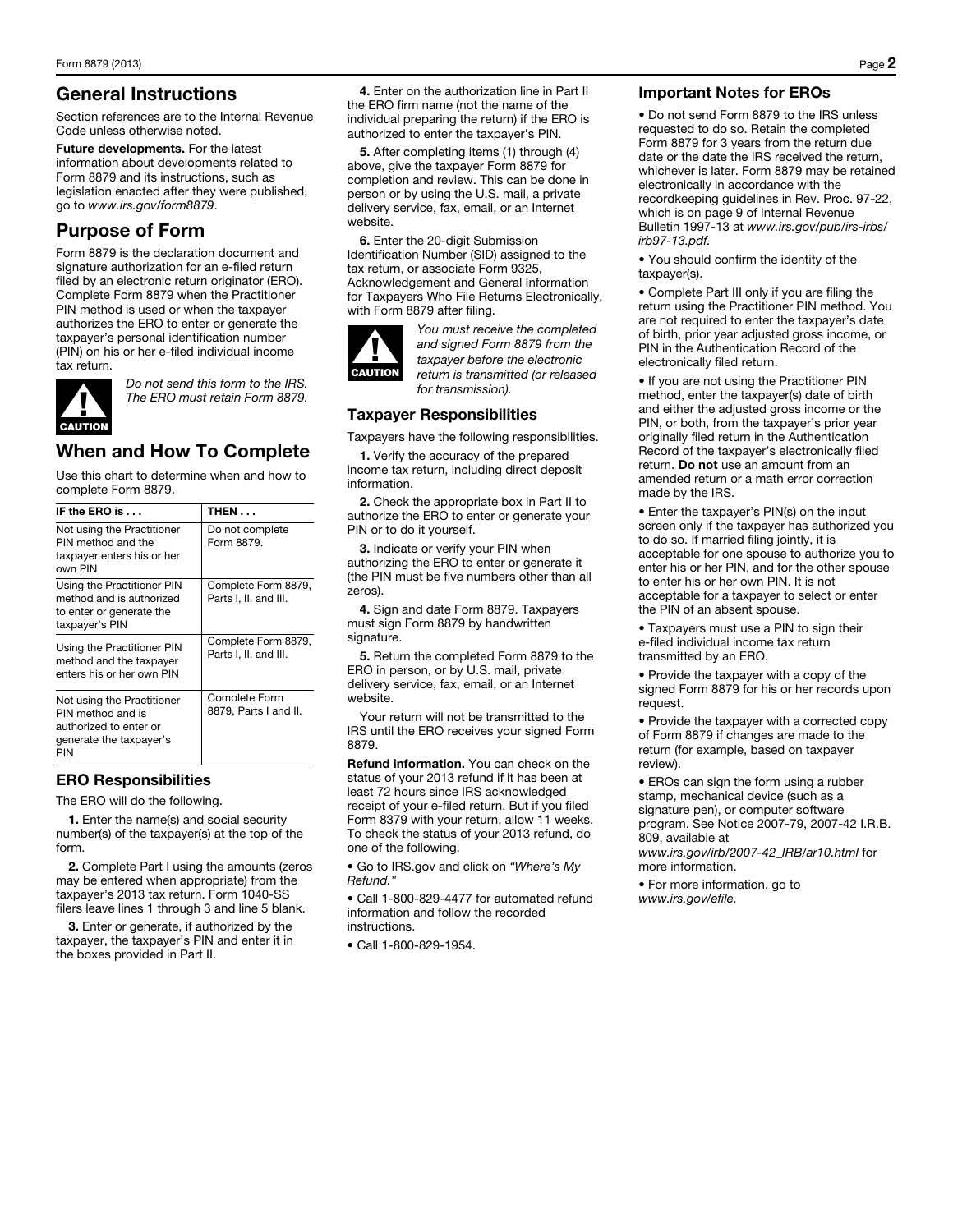## General Instructions

Section references are to the Internal Revenue Code unless otherwise noted.

**Future developments.** For the latest information about developments related to Form 8879 and its instructions, such as legislation enacted after they were published, go to *www.irs.gov/form8879*.

## Purpose of Form

Form 8879 is the declaration document and signature authorization for an e-filed return filed by an electronic return originator (ERO). Complete Form 8879 when the Practitioner PIN method is used or when the taxpayer authorizes the ERO to enter or generate the taxpayer's personal identification number (PIN) on his or her e-filed individual income tax return.

**CAUTION** *Do not send this form to the IRS. The ERO must retain Form 8879.*

## When and How To Complete

Use this chart to determine when and how to complete Form 8879.

| IF the ERO is . . . | THEN . . . |
|---|---|
| Not using the Practitioner PIN method and the taxpayer enters his or her own PIN | Do not complete Form 8879. |
| Using the Practitioner PIN method and is authorized to enter or generate the taxpayer's PIN | Complete Form 8879, Parts I, II, and III. |
| Using the Practitioner PIN method and the taxpayer enters his or her own PIN | Complete Form 8879, Parts I, II, and III. |
| Not using the Practitioner PIN method and is authorized to enter or generate the taxpayer's PIN | Complete Form 8879, Parts I and II. |

### ERO Responsibilities

The ERO will do the following.

**1.** Enter the name(s) and social security number(s) of the taxpayer(s) at the top of the form.

**2.** Complete Part I using the amounts (zeros may be entered when appropriate) from the taxpayer's 2013 tax return. Form 1040-SS filers leave lines 1 through 3 and line 5 blank.

**3.** Enter or generate, if authorized by the taxpayer, the taxpayer's PIN and enter it in the boxes provided in Part II.

**4.** Enter on the authorization line in Part II the ERO firm name (not the name of the individual preparing the return) if the ERO is authorized to enter the taxpayer's PIN.

**5.** After completing items (1) through (4) above, give the taxpayer Form 8879 for completion and review. This can be done in person or by using the U.S. mail, a private delivery service, fax, email, or an Internet website.

**6.** Enter the 20-digit Submission Identification Number (SID) assigned to the tax return, or associate Form 9325, Acknowledgement and General Information for Taxpayers Who File Returns Electronically, with Form 8879 after filing.

**CAUTION** *You must receive the completed and signed Form 8879 from the taxpayer before the electronic return is transmitted (or released for transmission).*

### Taxpayer Responsibilities

Taxpayers have the following responsibilities.

**1.** Verify the accuracy of the prepared income tax return, including direct deposit information.

**2.** Check the appropriate box in Part II to authorize the ERO to enter or generate your PIN or to do it yourself.

**3.** Indicate or verify your PIN when authorizing the ERO to enter or generate it (the PIN must be five numbers other than all zeros).

**4.** Sign and date Form 8879. Taxpayers must sign Form 8879 by handwritten signature.

**5.** Return the completed Form 8879 to the ERO in person, or by U.S. mail, private delivery service, fax, email, or an Internet website.

Your return will not be transmitted to the IRS until the ERO receives your signed Form 8879.

**Refund information.** You can check on the status of your 2013 refund if it has been at least 72 hours since IRS acknowledged receipt of your e-filed return. But if you filed Form 8379 with your return, allow 11 weeks. To check the status of your 2013 refund, do one of the following.

- Go to IRS.gov and click on *"Where's My Refund."*
- Call 1-800-829-4477 for automated refund information and follow the recorded instructions.
- Call 1-800-829-1954.

### Important Notes for EROs

- Do not send Form 8879 to the IRS unless requested to do so. Retain the completed Form 8879 for 3 years from the return due date or the date the IRS received the return, whichever is later. Form 8879 may be retained electronically in accordance with the recordkeeping guidelines in Rev. Proc. 97-22, which is on page 9 of Internal Revenue Bulletin 1997-13 at *www.irs.gov/pub/irs-irbs/irb97-13.pdf.*
- You should confirm the identity of the taxpayer(s).
- Complete Part III only if you are filing the return using the Practitioner PIN method. You are not required to enter the taxpayer's date of birth, prior year adjusted gross income, or PIN in the Authentication Record of the electronically filed return.
- If you are not using the Practitioner PIN method, enter the taxpayer(s) date of birth and either the adjusted gross income or the PIN, or both, from the taxpayer's prior year originally filed return in the Authentication Record of the taxpayer's electronically filed return. **Do not** use an amount from an amended return or a math error correction made by the IRS.
- Enter the taxpayer's PIN(s) on the input screen only if the taxpayer has authorized you to do so. If married filing jointly, it is acceptable for one spouse to authorize you to enter his or her PIN, and for the other spouse to enter his or her own PIN. It is not acceptable for a taxpayer to select or enter the PIN of an absent spouse.
- Taxpayers must use a PIN to sign their e-filed individual income tax return transmitted by an ERO.
- Provide the taxpayer with a copy of the signed Form 8879 for his or her records upon request.
- Provide the taxpayer with a corrected copy of Form 8879 if changes are made to the return (for example, based on taxpayer review).
- EROs can sign the form using a rubber stamp, mechanical device (such as a signature pen), or computer software program. See Notice 2007-79, 2007-42 I.R.B. 809, available at *www.irs.gov/irb/2007-42_IRB/ar10.html* for more information.
- For more information, go to *www.irs.gov/efile.*